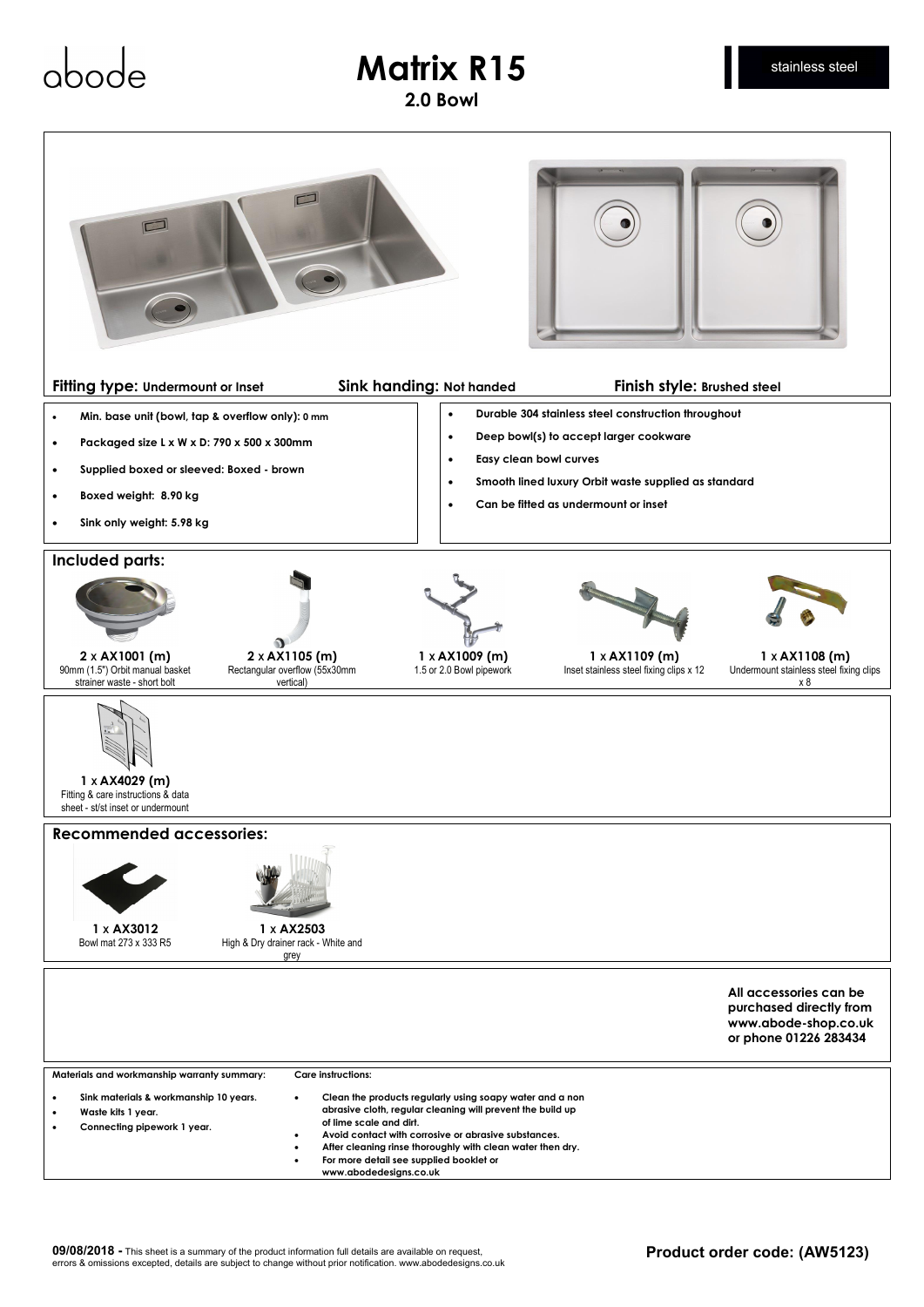abode

# Matrix R15

## 2.0 Bowl

stainless steel

**Fitting type:** Undermount or Inset **Sink handing:** Not handed **Finish style:** Brushed steel

- **Min. base unit (bowl, tap & overflow only): 0 mm**
- **Packaged size L x W x D: 790 x 500 x 300mm**
- **Supplied boxed or sleeved: Boxed - brown**
- **Boxed weight: 8.90 kg**
- **Sink only weight: 5.98 kg**

- **Durable 304 stainless steel construction throughout**
- **Deep bowl(s) to accept larger cookware**
- **Easy clean bowl curves**
- **Smooth lined luxury Orbit waste supplied as standard**
- **Can be fitted as undermount or inset**

## Included parts:

**2 x AX1001 (m)**
90mm (1.5") Orbit manual basket strainer waste - short bolt

**2 x AX1105 (m)**
Rectangular overflow (55x30mm vertical)

**1 x AX1009 (m)**
1.5 or 2.0 Bowl pipework

**1 x AX1109 (m)**
Inset stainless steel fixing clips x 12

**1 x AX1108 (m)**
Undermount stainless steel fixing clips x 8

**1 x AX4029 (m)**
Fitting & care instructions & data sheet - st/st inset or undermount

## Recommended accessories:

**1 x AX3012**
Bowl mat 273 x 333 R5

**1 x AX2503**
High & Dry drainer rack - White and grey

**All accessories can be purchased directly from www.abode-shop.co.uk or phone 01226 283434**

**Materials and workmanship warranty summary:**

- **Sink materials & workmanship 10 years.**
- **Waste kits 1 year.**
- **Connecting pipework 1 year.**

**Care instructions:**

- **Clean the products regularly using soapy water and a non abrasive cloth, regular cleaning will prevent the build up of lime scale and dirt.**
- **Avoid contact with corrosive or abrasive substances.**
- **After cleaning rinse thoroughly with clean water then dry.**
- **For more detail see supplied booklet or www.abodedesigns.co.uk**

**09/08/2018 -** This sheet is a summary of the product information full details are available on request, errors & omissions excepted, details are subject to change without prior notification. www.abodedesigns.co.uk

**Product order code: (AW5123)**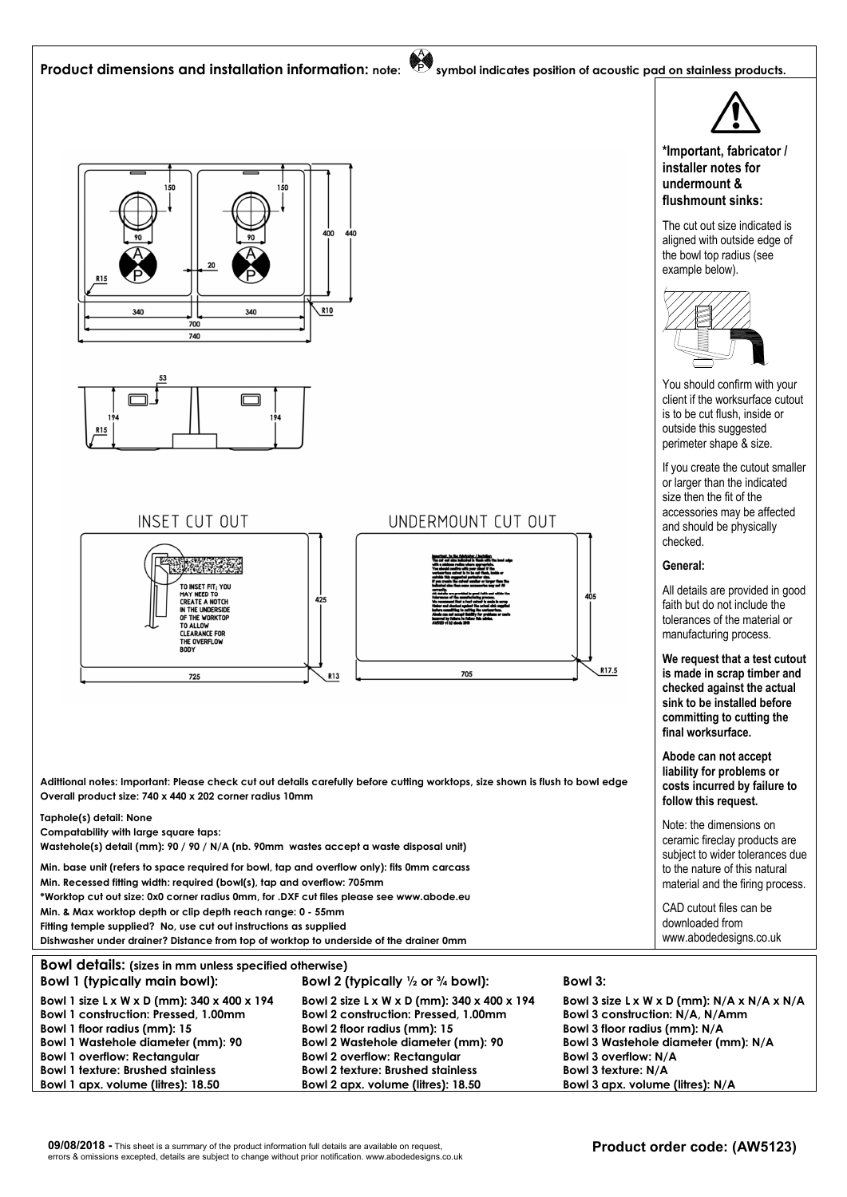**Product dimensions and installation information: note: symbol indicates position of acoustic pad on stainless products.**

150

150

90

90

400

440

20

R15

340

340

R10

700

740

53

194

194

R15

INSET CUT OUT

TO INSET FIT; YOU MAY NEED TO CREATE A NOTCH IN THE UNDERSIDE OF THE WORKTOP TO ALLOW CLEARANCE FOR THE OVERFLOW BODY

425

725

R13

UNDERMOUNT CUT OUT

405

705

R17.5

**Adittional notes: Important: Please check cut out details carefully before cutting worktops, size shown is flush to bowl edge**
**Overall product size: 740 x 440 x 202 corner radius 10mm**

**Taphole(s) detail: None**
**Compatability with large square taps:**
**Wastehole(s) detail (mm): 90 / 90 / N/A (nb. 90mm wastes accept a waste disposal unit)**

**Min. base unit (refers to space required for bowl, tap and overflow only): fits 0mm carcass**
**Min. Recessed fitting width: required (bowl(s), tap and overflow: 705mm**
**\*Worktop cut out size: 0x0 corner radius 0mm, for .DXF cut files please see www.abode.eu**
**Min. & Max worktop depth or clip depth reach range: 0 - 55mm**
**Fitting temple supplied? No, use cut out instructions as supplied**
**Dishwasher under drainer? Distance from top of worktop to underside of the drainer 0mm**

**\*Important, fabricator / installer notes for undermount & flushmount sinks:**

The cut out size indicated is aligned with outside edge of the bowl top radius (see example below).

You should confirm with your client if the worksurface cutout is to be cut flush, inside or outside this suggested perimeter shape & size.

If you create the cutout smaller or larger than the indicated size then the fit of the accessories may be affected and should be physically checked.

**General:**

All details are provided in good faith but do not include the tolerances of the material or manufacturing process.

**We request that a test cutout is made in scrap timber and checked against the actual sink to be installed before committing to cutting the final worksurface.**

**Abode can not accept liability for problems or costs incurred by failure to follow this request.**

Note: the dimensions on ceramic fireclay products are subject to wider tolerances due to the nature of this natural material and the firing process.

CAD cutout files can be downloaded from www.abodedesigns.co.uk

## Bowl details: (sizes in mm unless specified otherwise)

| Bowl 1 (typically main bowl): | Bowl 2 (typically ½ or ¾ bowl): | Bowl 3: |
|---|---|---|
| Bowl 1 size L x W x D (mm): 340 x 400 x 194 | Bowl 2 size L x W x D (mm): 340 x 400 x 194 | Bowl 3 size L x W x D (mm): N/A x N/A x N/A |
| Bowl 1 construction: Pressed, 1.00mm | Bowl 2 construction: Pressed, 1.00mm | Bowl 3 construction: N/A, N/Amm |
| Bowl 1 floor radius (mm): 15 | Bowl 2 floor radius (mm): 15 | Bowl 3 floor radius (mm): N/A |
| Bowl 1 Wastehole diameter (mm): 90 | Bowl 2 Wastehole diameter (mm): 90 | Bowl 3 Wastehole diameter (mm): N/A |
| Bowl 1 overflow: Rectangular | Bowl 2 overflow: Rectangular | Bowl 3 overflow: N/A |
| Bowl 1 texture: Brushed stainless | Bowl 2 texture: Brushed stainless | Bowl 3 texture: N/A |
| Bowl 1 apx. volume (litres): 18.50 | Bowl 2 apx. volume (litres): 18.50 | Bowl 3 apx. volume (litres): N/A |

**09/08/2018 -** This sheet is a summary of the product information full details are available on request, errors & omissions excepted, details are subject to change without prior notification. www.abodedesigns.co.uk

**Product order code: (AW5123)**